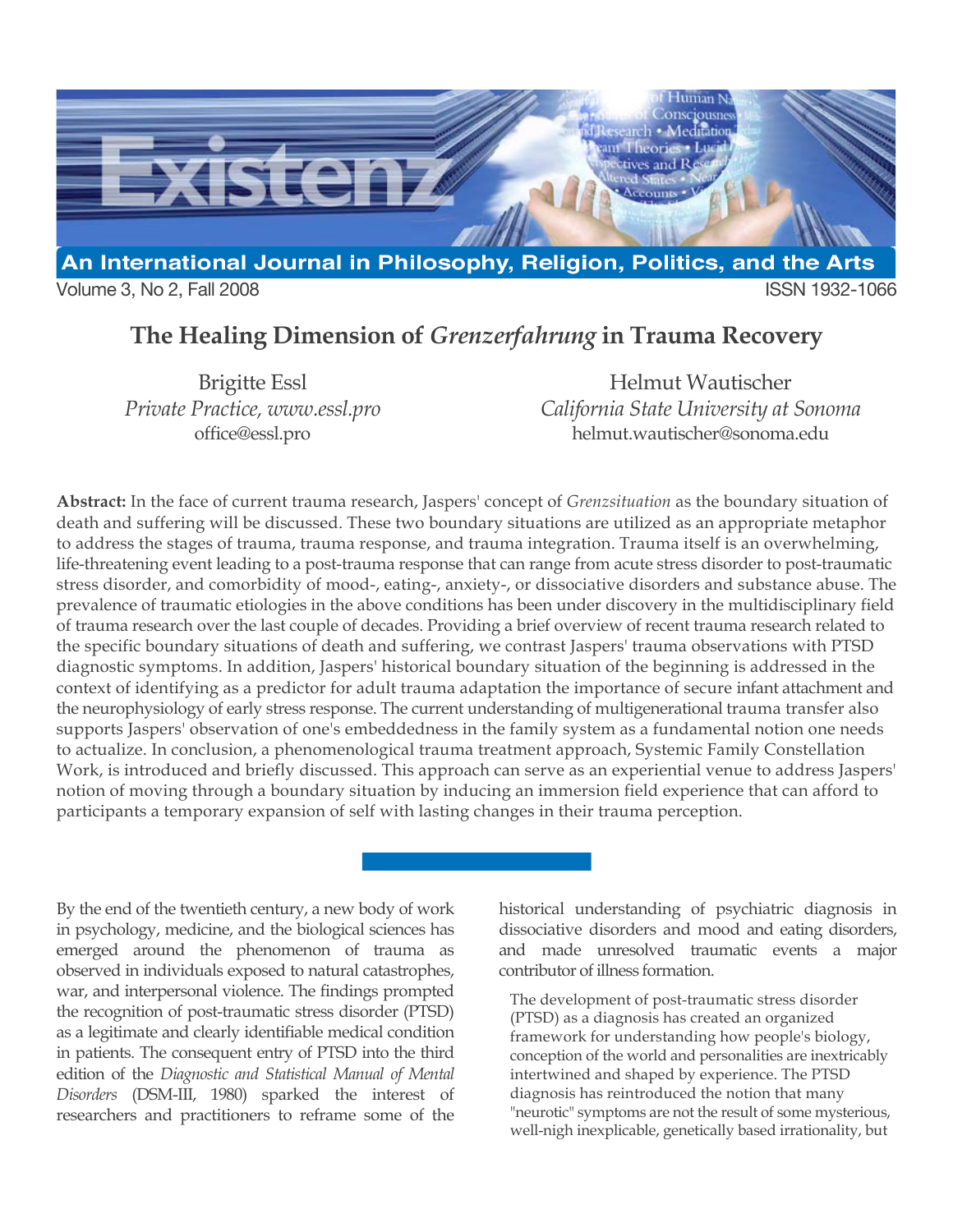# The Healing Dimension of *Grenzerfahrung* in Trauma Recovery

Brigitte Essl
*Private Practice, www.essl.pro*
office@essl.pro

Helmut Wautischer
*California State University at Sonoma*
helmut.wautischer@sonoma.edu

**Abstract:** In the face of current trauma research, Jaspers' concept of *Grenzsituation* as the boundary situation of death and suffering will be discussed. These two boundary situations are utilized as an appropriate metaphor to address the stages of trauma, trauma response, and trauma integration. Trauma itself is an overwhelming, life-threatening event leading to a post-trauma response that can range from acute stress disorder to post-traumatic stress disorder, and comorbidity of mood-, eating-, anxiety-, or dissociative disorders and substance abuse. The prevalence of traumatic etiologies in the above conditions has been under discovery in the multidisciplinary field of trauma research over the last couple of decades. Providing a brief overview of recent trauma research related to the specific boundary situations of death and suffering, we contrast Jaspers' trauma observations with PTSD diagnostic symptoms. In addition, Jaspers' historical boundary situation of the beginning is addressed in the context of identifying as a predictor for adult trauma adaptation the importance of secure infant attachment and the neurophysiology of early stress response. The current understanding of multigenerational trauma transfer also supports Jaspers' observation of one's embeddedness in the family system as a fundamental notion one needs to actualize. In conclusion, a phenomenological trauma treatment approach, Systemic Family Constellation Work, is introduced and briefly discussed. This approach can serve as an experiential venue to address Jaspers' notion of moving through a boundary situation by inducing an immersion field experience that can afford to participants a temporary expansion of self with lasting changes in their trauma perception.

---

By the end of the twentieth century, a new body of work in psychology, medicine, and the biological sciences has emerged around the phenomenon of trauma as observed in individuals exposed to natural catastrophes, war, and interpersonal violence. The findings prompted the recognition of post-traumatic stress disorder (PTSD) as a legitimate and clearly identifiable medical condition in patients. The consequent entry of PTSD into the third edition of the *Diagnostic and Statistical Manual of Mental Disorders* (DSM-III, 1980) sparked the interest of researchers and practitioners to reframe some of the historical understanding of psychiatric diagnosis in dissociative disorders and mood and eating disorders, and made unresolved traumatic events a major contributor of illness formation.

> The development of post-traumatic stress disorder (PTSD) as a diagnosis has created an organized framework for understanding how people's biology, conception of the world and personalities are inextricably intertwined and shaped by experience. The PTSD diagnosis has reintroduced the notion that many "neurotic" symptoms are not the result of some mysterious, well-nigh inexplicable, genetically based irrationality, but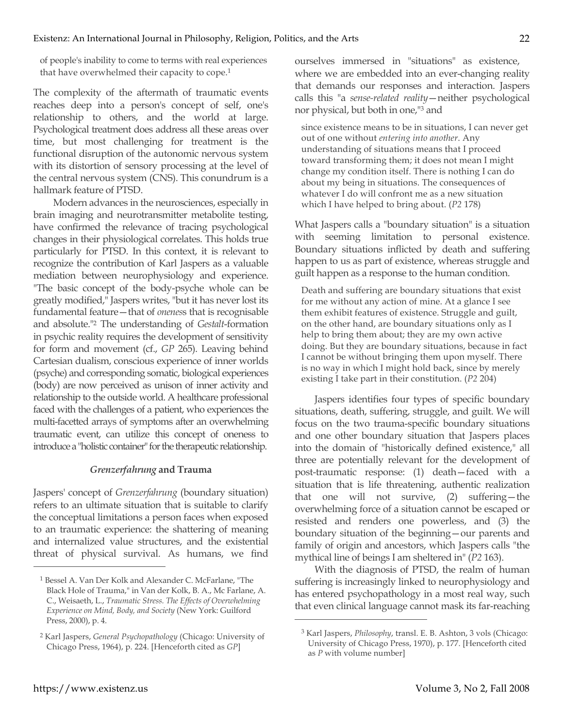of people's inability to come to terms with real experiences that have overwhelmed their capacity to cope.[1]

The complexity of the aftermath of traumatic events reaches deep into a person's concept of self, one's relationship to others, and the world at large. Psychological treatment does address all these areas over time, but most challenging for treatment is the functional disruption of the autonomic nervous system with its distortion of sensory processing at the level of the central nervous system (CNS). This conundrum is a hallmark feature of PTSD.

Modern advances in the neurosciences, especially in brain imaging and neurotransmitter metabolite testing, have confirmed the relevance of tracing psychological changes in their physiological correlates. This holds true particularly for PTSD. In this context, it is relevant to recognize the contribution of Karl Jaspers as a valuable mediation between neurophysiology and experience. "The basic concept of the body-psyche whole can be greatly modified," Jaspers writes, "but it has never lost its fundamental feature—that of *onenes*s that is recognisable and absolute."[2] The understanding of *Gestalt*-formation in psychic reality requires the development of sensitivity for form and movement (cf., *GP* 265). Leaving behind Cartesian dualism, conscious experience of inner worlds (psyche) and corresponding somatic, biological experiences (body) are now perceived as unison of inner activity and relationship to the outside world. A healthcare professional faced with the challenges of a patient, who experiences the multi-facetted arrays of symptoms after an overwhelming traumatic event, can utilize this concept of oneness to introduce a "holistic container" for the therapeutic relationship.

### *Grenzerfahrung* and Trauma

Jaspers' concept of *Grenzerfahrung* (boundary situation) refers to an ultimate situation that is suitable to clarify the conceptual limitations a person faces when exposed to an traumatic experience: the shattering of meaning and internalized value structures, and the existential threat of physical survival. As humans, we find ourselves immersed in "situations" as existence, where we are embedded into an ever-changing reality that demands our responses and interaction. Jaspers calls this "a *sense-related reality*—neither psychological nor physical, but both in one,"[3] and

> since existence means to be in situations, I can never get out of one without *entering into another*. Any understanding of situations means that I proceed toward transforming them; it does not mean I might change my condition itself. There is nothing I can do about my being in situations. The consequences of whatever I do will confront me as a new situation which I have helped to bring about. (*P2* 178)

What Jaspers calls a "boundary situation" is a situation with seeming limitation to personal existence. Boundary situations inflicted by death and suffering happen to us as part of existence, whereas struggle and guilt happen as a response to the human condition.

> Death and suffering are boundary situations that exist for me without any action of mine. At a glance I see them exhibit features of existence. Struggle and guilt, on the other hand, are boundary situations only as I help to bring them about; they are my own active doing. But they are boundary situations, because in fact I cannot be without bringing them upon myself. There is no way in which I might hold back, since by merely existing I take part in their constitution. (*P2* 204)

Jaspers identifies four types of specific boundary situations, death, suffering, struggle, and guilt. We will focus on the two trauma-specific boundary situations and one other boundary situation that Jaspers places into the domain of "historically defined existence," all three are potentially relevant for the development of post-traumatic response: (1) death—faced with a situation that is life threatening, authentic realization that one will not survive, (2) suffering—the overwhelming force of a situation cannot be escaped or resisted and renders one powerless, and (3) the boundary situation of the beginning—our parents and family of origin and ancestors, which Jaspers calls "the mythical line of beings I am sheltered in" (*P2* 163).

With the diagnosis of PTSD, the realm of human suffering is increasingly linked to neurophysiology and has entered psychopathology in a most real way, such that even clinical language cannot mask its far-reaching

---

[1] Bessel A. Van Der Kolk and Alexander C. McFarlane, "The Black Hole of Trauma," in Van der Kolk, B. A., Mc Farlane, A. C., Weisaeth, L., *Traumatic Stress. The Effects of Overwhelming Experience on Mind, Body, and Society* (New York: Guilford Press, 2000), p. 4.

[2] Karl Jaspers, *General Psychopathology* (Chicago: University of Chicago Press, 1964), p. 224. [Henceforth cited as *GP*]

[3] Karl Jaspers, *Philosophy*, transl. E. B. Ashton, 3 vols (Chicago: University of Chicago Press, 1970), p. 177. [Henceforth cited as *P* with volume number]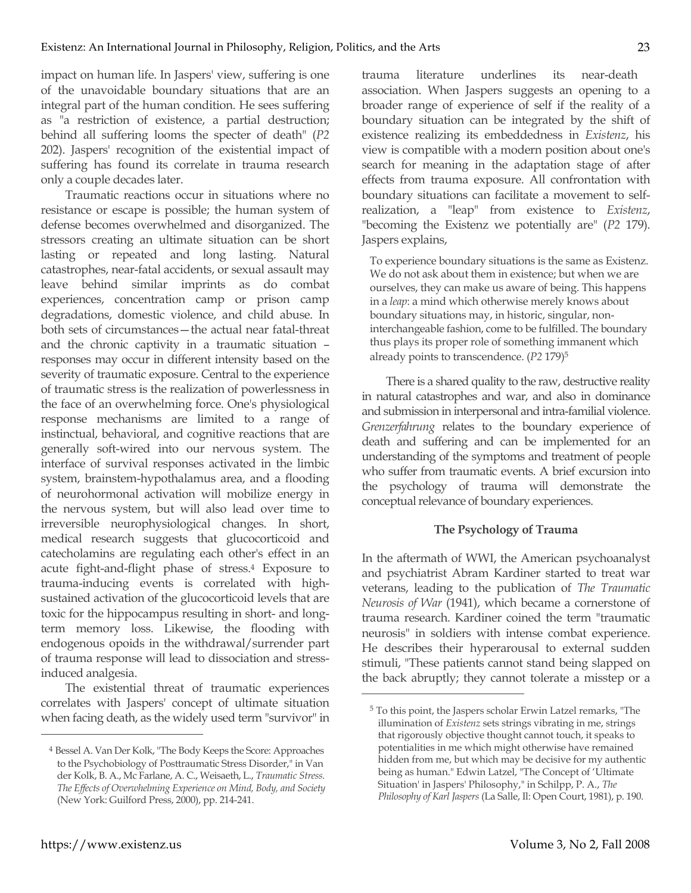impact on human life. In Jaspers' view, suffering is one of the unavoidable boundary situations that are an integral part of the human condition. He sees suffering as "a restriction of existence, a partial destruction; behind all suffering looms the specter of death" (*P2* 202). Jaspers' recognition of the existential impact of suffering has found its correlate in trauma research only a couple decades later.

Traumatic reactions occur in situations where no resistance or escape is possible; the human system of defense becomes overwhelmed and disorganized. The stressors creating an ultimate situation can be short lasting or repeated and long lasting. Natural catastrophes, near-fatal accidents, or sexual assault may leave behind similar imprints as do combat experiences, concentration camp or prison camp degradations, domestic violence, and child abuse. In both sets of circumstances—the actual near fatal-threat and the chronic captivity in a traumatic situation – responses may occur in different intensity based on the severity of traumatic exposure. Central to the experience of traumatic stress is the realization of powerlessness in the face of an overwhelming force. One's physiological response mechanisms are limited to a range of instinctual, behavioral, and cognitive reactions that are generally soft-wired into our nervous system. The interface of survival responses activated in the limbic system, brainstem-hypothalamus area, and a flooding of neurohormonal activation will mobilize energy in the nervous system, but will also lead over time to irreversible neurophysiological changes. In short, medical research suggests that glucocorticoid and catecholamins are regulating each other's effect in an acute fight-and-flight phase of stress.[4] Exposure to trauma-inducing events is correlated with high-sustained activation of the glucocorticoid levels that are toxic for the hippocampus resulting in short- and long-term memory loss. Likewise, the flooding with endogenous opoids in the withdrawal/surrender part of trauma response will lead to dissociation and stress-induced analgesia.

The existential threat of traumatic experiences correlates with Jaspers' concept of ultimate situation when facing death, as the widely used term "survivor" in trauma literature underlines its near-death association. When Jaspers suggests an opening to a broader range of experience of self if the reality of a boundary situation can be integrated by the shift of existence realizing its embeddedness in *Existenz*, his view is compatible with a modern position about one's search for meaning in the adaptation stage of after effects from trauma exposure. All confrontation with boundary situations can facilitate a movement to self-realization, a "leap" from existence to *Existenz*, "becoming the Existenz we potentially are" (*P2* 179). Jaspers explains,

> To experience boundary situations is the same as Existenz. We do not ask about them in existence; but when we are ourselves, they can make us aware of being. This happens in a *leap*: a mind which otherwise merely knows about boundary situations may, in historic, singular, non-interchangeable fashion, come to be fulfilled. The boundary thus plays its proper role of something immanent which already points to transcendence. (*P2* 179)[5]

There is a shared quality to the raw, destructive reality in natural catastrophes and war, and also in dominance and submission in interpersonal and intra-familial violence. *Grenzerfahrung* relates to the boundary experience of death and suffering and can be implemented for an understanding of the symptoms and treatment of people who suffer from traumatic events. A brief excursion into the psychology of trauma will demonstrate the conceptual relevance of boundary experiences.

### The Psychology of Trauma

In the aftermath of WWI, the American psychoanalyst and psychiatrist Abram Kardiner started to treat war veterans, leading to the publication of *The Traumatic Neurosis of War* (1941), which became a cornerstone of trauma research. Kardiner coined the term "traumatic neurosis" in soldiers with intense combat experience. He describes their hyperarousal to external sudden stimuli, "These patients cannot stand being slapped on the back abruptly; they cannot tolerate a misstep or a

---

[4] Bessel A. Van Der Kolk, "The Body Keeps the Score: Approaches to the Psychobiology of Posttraumatic Stress Disorder," in Van der Kolk, B. A., Mc Farlane, A. C., Weisaeth, L., *Traumatic Stress. The Effects of Overwhelming Experience on Mind, Body, and Society* (New York: Guilford Press, 2000), pp. 214-241.

[5] To this point, the Jaspers scholar Erwin Latzel remarks, "The illumination of *Existenz* sets strings vibrating in me, strings that rigorously objective thought cannot touch, it speaks to potentialities in me which might otherwise have remained hidden from me, but which may be decisive for my authentic being as human." Edwin Latzel, "The Concept of 'Ultimate Situation' in Jaspers' Philosophy," in Schilpp, P. A., *The Philosophy of Karl Jaspers* (La Salle, Il: Open Court, 1981), p. 190.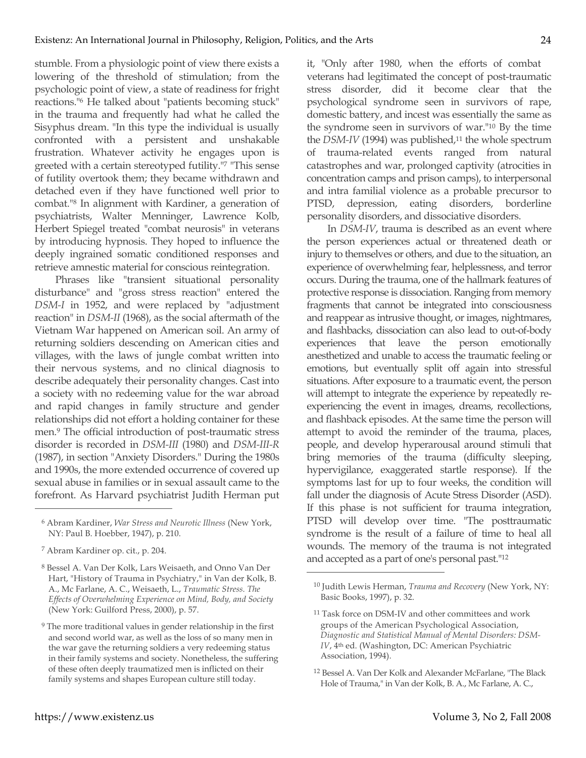stumble. From a physiologic point of view there exists a lowering of the threshold of stimulation; from the psychologic point of view, a state of readiness for fright reactions."[6] He talked about "patients becoming stuck" in the trauma and frequently had what he called the Sisyphus dream. "In this type the individual is usually confronted with a persistent and unshakable frustration. Whatever activity he engages upon is greeted with a certain stereotyped futility."[7] "This sense of futility overtook them; they became withdrawn and detached even if they have functioned well prior to combat."[8] In alignment with Kardiner, a generation of psychiatrists, Walter Menninger, Lawrence Kolb, Herbert Spiegel treated "combat neurosis" in veterans by introducing hypnosis. They hoped to influence the deeply ingrained somatic conditioned responses and retrieve amnestic material for conscious reintegration.

Phrases like "transient situational personality disturbance" and "gross stress reaction" entered the *DSM-I* in 1952, and were replaced by "adjustment reaction" in *DSM-II* (1968), as the social aftermath of the Vietnam War happened on American soil. An army of returning soldiers descending on American cities and villages, with the laws of jungle combat written into their nervous systems, and no clinical diagnosis to describe adequately their personality changes. Cast into a society with no redeeming value for the war abroad and rapid changes in family structure and gender relationships did not effort a holding container for these men.[9] The official introduction of post-traumatic stress disorder is recorded in *DSM-III* (1980) and *DSM-III-R* (1987), in section "Anxiety Disorders." During the 1980s and 1990s, the more extended occurrence of covered up sexual abuse in families or in sexual assault came to the forefront. As Harvard psychiatrist Judith Herman put it, "Only after 1980, when the efforts of combat veterans had legitimated the concept of post-traumatic stress disorder, did it become clear that the psychological syndrome seen in survivors of rape, domestic battery, and incest was essentially the same as the syndrome seen in survivors of war."[10] By the time the *DSM-IV* (1994) was published,[11] the whole spectrum of trauma-related events ranged from natural catastrophes and war, prolonged captivity (atrocities in concentration camps and prison camps), to interpersonal and intra familial violence as a probable precursor to PTSD, depression, eating disorders, borderline personality disorders, and dissociative disorders.

In *DSM-IV*, trauma is described as an event where the person experiences actual or threatened death or injury to themselves or others, and due to the situation, an experience of overwhelming fear, helplessness, and terror occurs. During the trauma, one of the hallmark features of protective response is dissociation. Ranging from memory fragments that cannot be integrated into consciousness and reappear as intrusive thought, or images, nightmares, and flashbacks, dissociation can also lead to out-of-body experiences that leave the person emotionally anesthetized and unable to access the traumatic feeling or emotions, but eventually split off again into stressful situations. After exposure to a traumatic event, the person will attempt to integrate the experience by repeatedly re-experiencing the event in images, dreams, recollections, and flashback episodes. At the same time the person will attempt to avoid the reminder of the trauma, places, people, and develop hyperarousal around stimuli that bring memories of the trauma (difficulty sleeping, hypervigilance, exaggerated startle response). If the symptoms last for up to four weeks, the condition will fall under the diagnosis of Acute Stress Disorder (ASD). If this phase is not sufficient for trauma integration, PTSD will develop over time. "The posttraumatic syndrome is the result of a failure of time to heal all wounds. The memory of the trauma is not integrated and accepted as a part of one's personal past."[12]

---

[6] Abram Kardiner, *War Stress and Neurotic Illness* (New York, NY: Paul B. Hoebber, 1947), p. 210.

[7] Abram Kardiner op. cit., p. 204.

[8] Bessel A. Van Der Kolk, Lars Weisaeth, and Onno Van Der Hart, "History of Trauma in Psychiatry," in Van der Kolk, B. A., Mc Farlane, A. C., Weisaeth, L., *Traumatic Stress. The Effects of Overwhelming Experience on Mind, Body, and Society* (New York: Guilford Press, 2000), p. 57.

[9] The more traditional values in gender relationship in the first and second world war, as well as the loss of so many men in the war gave the returning soldiers a very redeeming status in their family systems and society. Nonetheless, the suffering of these often deeply traumatized men is inflicted on their family systems and shapes European culture still today.

[10] Judith Lewis Herman, *Trauma and Recovery* (New York, NY: Basic Books, 1997), p. 32.

[11] Task force on DSM-IV and other committees and work groups of the American Psychological Association, *Diagnostic and Statistical Manual of Mental Disorders: DSM-IV*, 4th ed. (Washington, DC: American Psychiatric Association, 1994).

[12] Bessel A. Van Der Kolk and Alexander McFarlane, "The Black Hole of Trauma," in Van der Kolk, B. A., Mc Farlane, A. C.,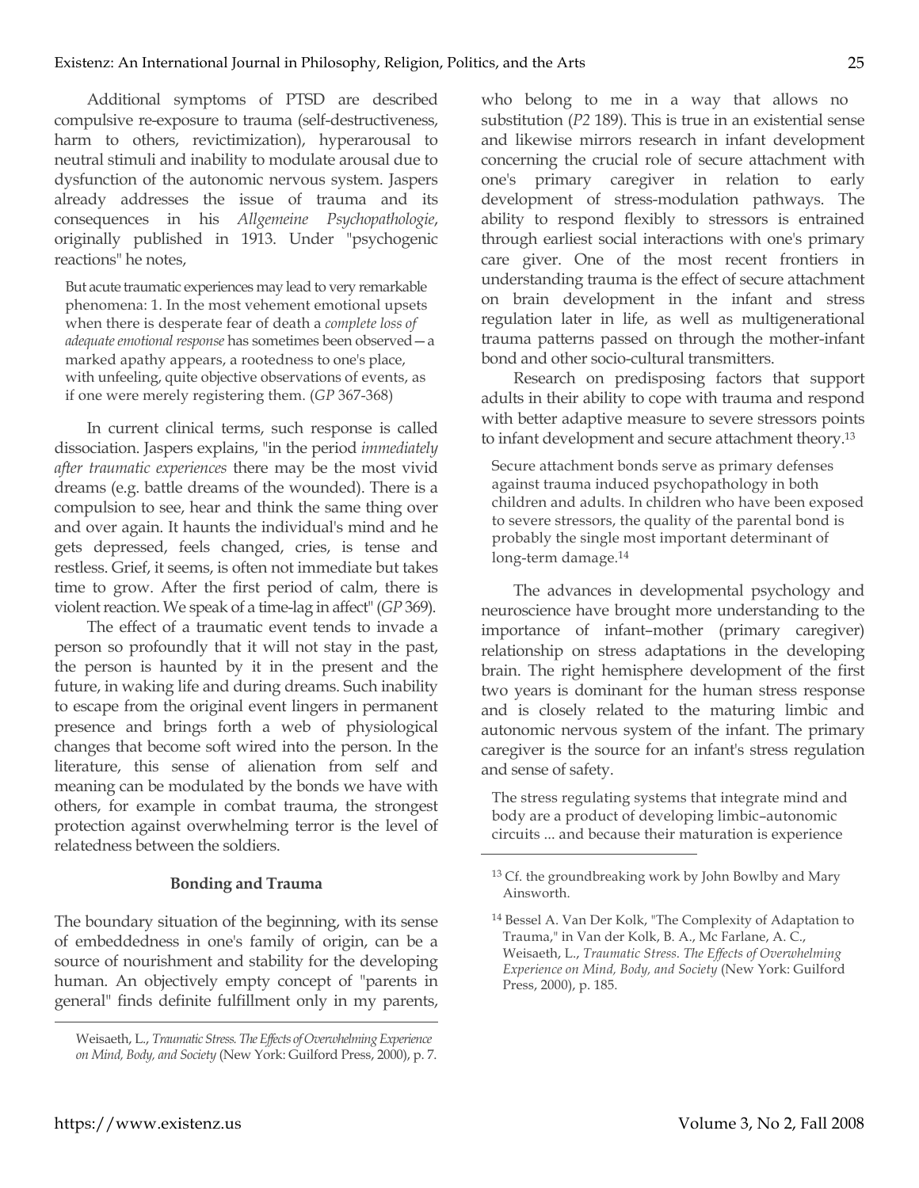Additional symptoms of PTSD are described compulsive re-exposure to trauma (self-destructiveness, harm to others, revictimization), hyperarousal to neutral stimuli and inability to modulate arousal due to dysfunction of the autonomic nervous system. Jaspers already addresses the issue of trauma and its consequences in his *Allgemeine Psychopathologie*, originally published in 1913. Under "psychogenic reactions" he notes,

> But acute traumatic experiences may lead to very remarkable phenomena: 1. In the most vehement emotional upsets when there is desperate fear of death a *complete loss of adequate emotional response* has sometimes been observed—a marked apathy appears, a rootedness to one's place, with unfeeling, quite objective observations of events, as if one were merely registering them. (*GP* 367-368)

In current clinical terms, such response is called dissociation. Jaspers explains, "in the period *immediately after traumatic experiences* there may be the most vivid dreams (e.g. battle dreams of the wounded). There is a compulsion to see, hear and think the same thing over and over again. It haunts the individual's mind and he gets depressed, feels changed, cries, is tense and restless. Grief, it seems, is often not immediate but takes time to grow. After the first period of calm, there is violent reaction. We speak of a time-lag in affect" (*GP* 369).

The effect of a traumatic event tends to invade a person so profoundly that it will not stay in the past, the person is haunted by it in the present and the future, in waking life and during dreams. Such inability to escape from the original event lingers in permanent presence and brings forth a web of physiological changes that become soft wired into the person. In the literature, this sense of alienation from self and meaning can be modulated by the bonds we have with others, for example in combat trauma, the strongest protection against overwhelming terror is the level of relatedness between the soldiers.

Weisaeth, L., *Traumatic Stress. The Effects of Overwhelming Experience on Mind, Body, and Society* (New York: Guilford Press, 2000), p. 7.

### Bonding and Trauma

The boundary situation of the beginning, with its sense of embeddedness in one's family of origin, can be a source of nourishment and stability for the developing human. An objectively empty concept of "parents in general" finds definite fulfillment only in my parents, who belong to me in a way that allows no substitution (*P2* 189). This is true in an existential sense and likewise mirrors research in infant development concerning the crucial role of secure attachment with one's primary caregiver in relation to early development of stress-modulation pathways. The ability to respond flexibly to stressors is entrained through earliest social interactions with one's primary care giver. One of the most recent frontiers in understanding trauma is the effect of secure attachment on brain development in the infant and stress regulation later in life, as well as multigenerational trauma patterns passed on through the mother-infant bond and other socio-cultural transmitters.

Research on predisposing factors that support adults in their ability to cope with trauma and respond with better adaptive measure to severe stressors points to infant development and secure attachment theory.[13]

> Secure attachment bonds serve as primary defenses against trauma induced psychopathology in both children and adults. In children who have been exposed to severe stressors, the quality of the parental bond is probably the single most important determinant of long-term damage.[14]

The advances in developmental psychology and neuroscience have brought more understanding to the importance of infant–mother (primary caregiver) relationship on stress adaptations in the developing brain. The right hemisphere development of the first two years is dominant for the human stress response and is closely related to the maturing limbic and autonomic nervous system of the infant. The primary caregiver is the source for an infant's stress regulation and sense of safety.

> The stress regulating systems that integrate mind and body are a product of developing limbic–autonomic circuits ... and because their maturation is experience

[13] Cf. the groundbreaking work by John Bowlby and Mary Ainsworth.

[14] Bessel A. Van Der Kolk, "The Complexity of Adaptation to Trauma," in Van der Kolk, B. A., Mc Farlane, A. C., Weisaeth, L., *Traumatic Stress. The Effects of Overwhelming Experience on Mind, Body, and Society* (New York: Guilford Press, 2000), p. 185.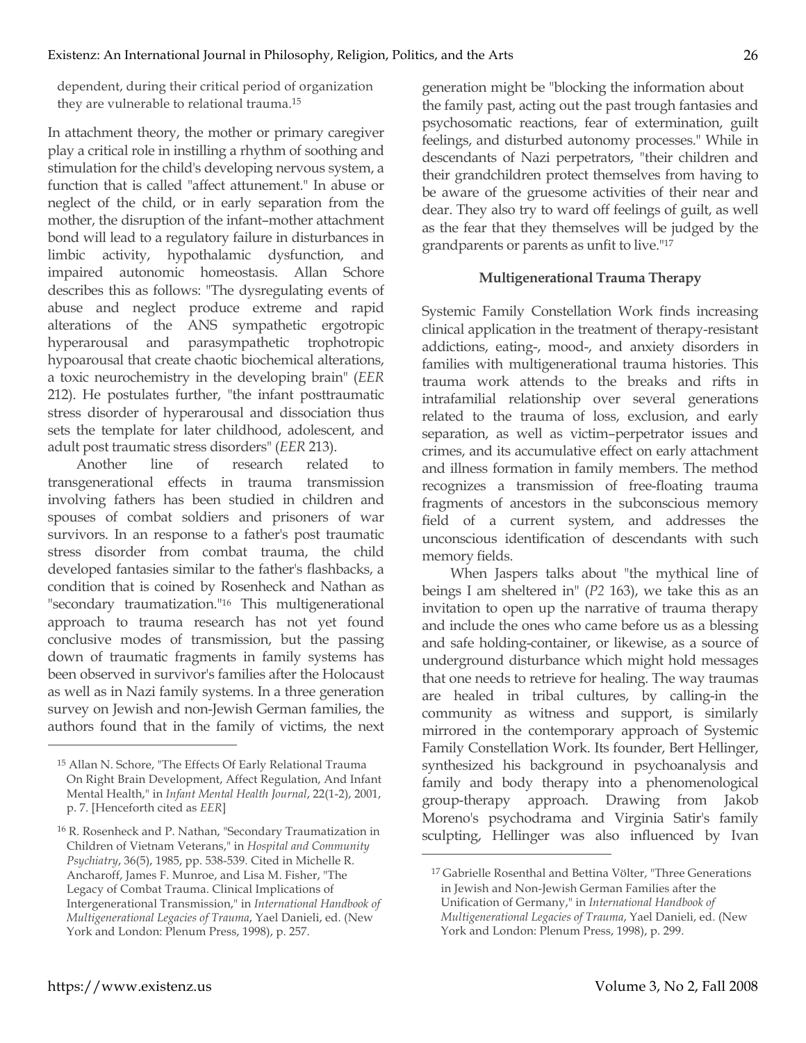dependent, during their critical period of organization they are vulnerable to relational trauma.[15]

In attachment theory, the mother or primary caregiver play a critical role in instilling a rhythm of soothing and stimulation for the child's developing nervous system, a function that is called "affect attunement." In abuse or neglect of the child, or in early separation from the mother, the disruption of the infant–mother attachment bond will lead to a regulatory failure in disturbances in limbic activity, hypothalamic dysfunction, and impaired autonomic homeostasis. Allan Schore describes this as follows: "The dysregulating events of abuse and neglect produce extreme and rapid alterations of the ANS sympathetic ergotropic hyperarousal and parasympathetic trophotropic hypoarousal that create chaotic biochemical alterations, a toxic neurochemistry in the developing brain" (*EER* 212). He postulates further, "the infant posttraumatic stress disorder of hyperarousal and dissociation thus sets the template for later childhood, adolescent, and adult post traumatic stress disorders" (*EER* 213).

Another line of research related to transgenerational effects in trauma transmission involving fathers has been studied in children and spouses of combat soldiers and prisoners of war survivors. In an response to a father's post traumatic stress disorder from combat trauma, the child developed fantasies similar to the father's flashbacks, a condition that is coined by Rosenheck and Nathan as "secondary traumatization."[16] This multigenerational approach to trauma research has not yet found conclusive modes of transmission, but the passing down of traumatic fragments in family systems has been observed in survivor's families after the Holocaust as well as in Nazi family systems. In a three generation survey on Jewish and non-Jewish German families, the authors found that in the family of victims, the next generation might be "blocking the information about the family past, acting out the past trough fantasies and psychosomatic reactions, fear of extermination, guilt feelings, and disturbed autonomy processes." While in descendants of Nazi perpetrators, "their children and their grandchildren protect themselves from having to be aware of the gruesome activities of their near and dear. They also try to ward off feelings of guilt, as well as the fear that they themselves will be judged by the grandparents or parents as unfit to live."[17]

### Multigenerational Trauma Therapy

Systemic Family Constellation Work finds increasing clinical application in the treatment of therapy-resistant addictions, eating-, mood-, and anxiety disorders in families with multigenerational trauma histories. This trauma work attends to the breaks and rifts in intrafamilial relationship over several generations related to the trauma of loss, exclusion, and early separation, as well as victim–perpetrator issues and crimes, and its accumulative effect on early attachment and illness formation in family members. The method recognizes a transmission of free-floating trauma fragments of ancestors in the subconscious memory field of a current system, and addresses the unconscious identification of descendants with such memory fields.

When Jaspers talks about "the mythical line of beings I am sheltered in" (*P2* 163), we take this as an invitation to open up the narrative of trauma therapy and include the ones who came before us as a blessing and safe holding-container, or likewise, as a source of underground disturbance which might hold messages that one needs to retrieve for healing. The way traumas are healed in tribal cultures, by calling-in the community as witness and support, is similarly mirrored in the contemporary approach of Systemic Family Constellation Work. Its founder, Bert Hellinger, synthesized his background in psychoanalysis and family and body therapy into a phenomenological group-therapy approach. Drawing from Jakob Moreno's psychodrama and Virginia Satir's family sculpting, Hellinger was also influenced by Ivan

---

[15] Allan N. Schore, "The Effects Of Early Relational Trauma On Right Brain Development, Affect Regulation, And Infant Mental Health," in *Infant Mental Health Journal*, 22(1-2), 2001, p. 7. [Henceforth cited as *EER*]

[16] R. Rosenheck and P. Nathan, "Secondary Traumatization in Children of Vietnam Veterans," in *Hospital and Community Psychiatry*, 36(5), 1985, pp. 538-539. Cited in Michelle R. Ancharoff, James F. Munroe, and Lisa M. Fisher, "The Legacy of Combat Trauma. Clinical Implications of Intergenerational Transmission," in *International Handbook of Multigenerational Legacies of Trauma*, Yael Danieli, ed. (New York and London: Plenum Press, 1998), p. 257.

[17] Gabrielle Rosenthal and Bettina Völter, "Three Generations in Jewish and Non-Jewish German Families after the Unification of Germany," in *International Handbook of Multigenerational Legacies of Trauma*, Yael Danieli, ed. (New York and London: Plenum Press, 1998), p. 299.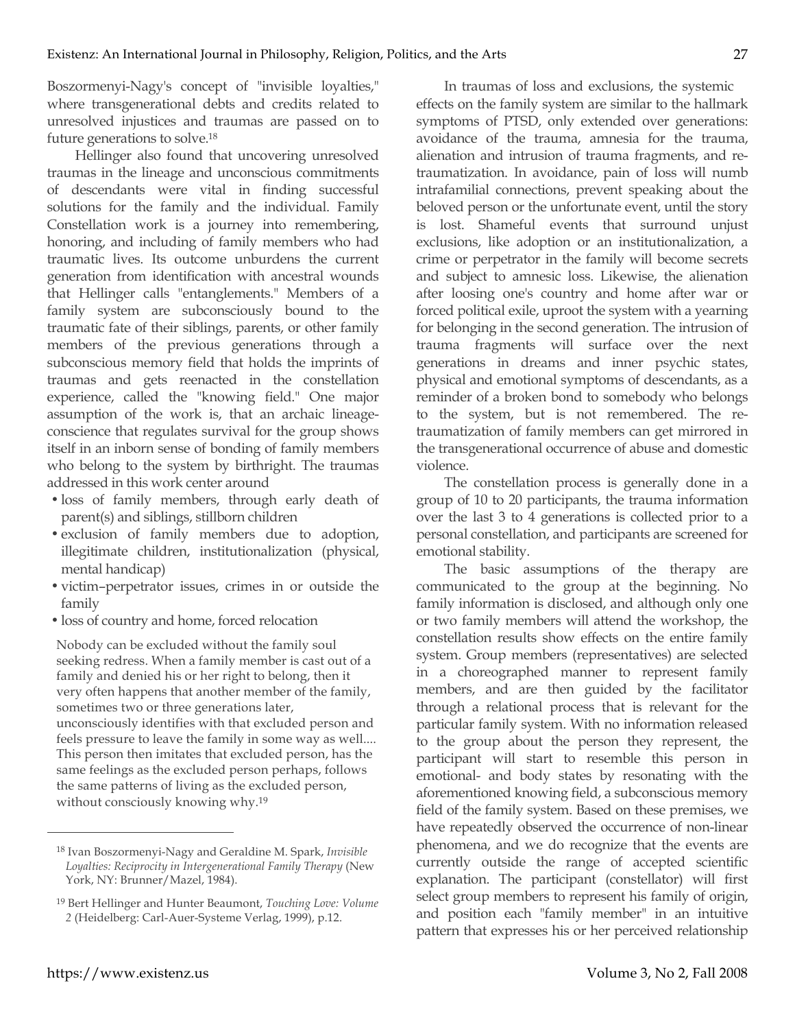Boszormenyi-Nagy's concept of "invisible loyalties," where transgenerational debts and credits related to unresolved injustices and traumas are passed on to future generations to solve.[18]

Hellinger also found that uncovering unresolved traumas in the lineage and unconscious commitments of descendants were vital in finding successful solutions for the family and the individual. Family Constellation work is a journey into remembering, honoring, and including of family members who had traumatic lives. Its outcome unburdens the current generation from identification with ancestral wounds that Hellinger calls "entanglements." Members of a family system are subconsciously bound to the traumatic fate of their siblings, parents, or other family members of the previous generations through a subconscious memory field that holds the imprints of traumas and gets reenacted in the constellation experience, called the "knowing field." One major assumption of the work is, that an archaic lineage-conscience that regulates survival for the group shows itself in an inborn sense of bonding of family members who belong to the system by birthright. The traumas addressed in this work center around

- loss of family members, through early death of parent(s) and siblings, stillborn children
- exclusion of family members due to adoption, illegitimate children, institutionalization (physical, mental handicap)
- victim–perpetrator issues, crimes in or outside the family
- loss of country and home, forced relocation

> Nobody can be excluded without the family soul seeking redress. When a family member is cast out of a family and denied his or her right to belong, then it very often happens that another member of the family, sometimes two or three generations later, unconsciously identifies with that excluded person and feels pressure to leave the family in some way as well.... This person then imitates that excluded person, has the same feelings as the excluded person perhaps, follows the same patterns of living as the excluded person, without consciously knowing why.[19]

In traumas of loss and exclusions, the systemic effects on the family system are similar to the hallmark symptoms of PTSD, only extended over generations: avoidance of the trauma, amnesia for the trauma, alienation and intrusion of trauma fragments, and re-traumatization. In avoidance, pain of loss will numb intrafamilial connections, prevent speaking about the beloved person or the unfortunate event, until the story is lost. Shameful events that surround unjust exclusions, like adoption or an institutionalization, a crime or perpetrator in the family will become secrets and subject to amnesic loss. Likewise, the alienation after loosing one's country and home after war or forced political exile, uproot the system with a yearning for belonging in the second generation. The intrusion of trauma fragments will surface over the next generations in dreams and inner psychic states, physical and emotional symptoms of descendants, as a reminder of a broken bond to somebody who belongs to the system, but is not remembered. The re-traumatization of family members can get mirrored in the transgenerational occurrence of abuse and domestic violence.

The constellation process is generally done in a group of 10 to 20 participants, the trauma information over the last 3 to 4 generations is collected prior to a personal constellation, and participants are screened for emotional stability.

The basic assumptions of the therapy are communicated to the group at the beginning. No family information is disclosed, and although only one or two family members will attend the workshop, the constellation results show effects on the entire family system. Group members (representatives) are selected in a choreographed manner to represent family members, and are then guided by the facilitator through a relational process that is relevant for the particular family system. With no information released to the group about the person they represent, the participant will start to resemble this person in emotional- and body states by resonating with the aforementioned knowing field, a subconscious memory field of the family system. Based on these premises, we have repeatedly observed the occurrence of non-linear phenomena, and we do recognize that the events are currently outside the range of accepted scientific explanation. The participant (constellator) will first select group members to represent his family of origin, and position each "family member" in an intuitive pattern that expresses his or her perceived relationship

---

[18] Ivan Boszormenyi-Nagy and Geraldine M. Spark, *Invisible Loyalties: Reciprocity in Intergenerational Family Therapy* (New York, NY: Brunner/Mazel, 1984).

[19] Bert Hellinger and Hunter Beaumont, *Touching Love: Volume 2* (Heidelberg: Carl-Auer-Systeme Verlag, 1999), p.12.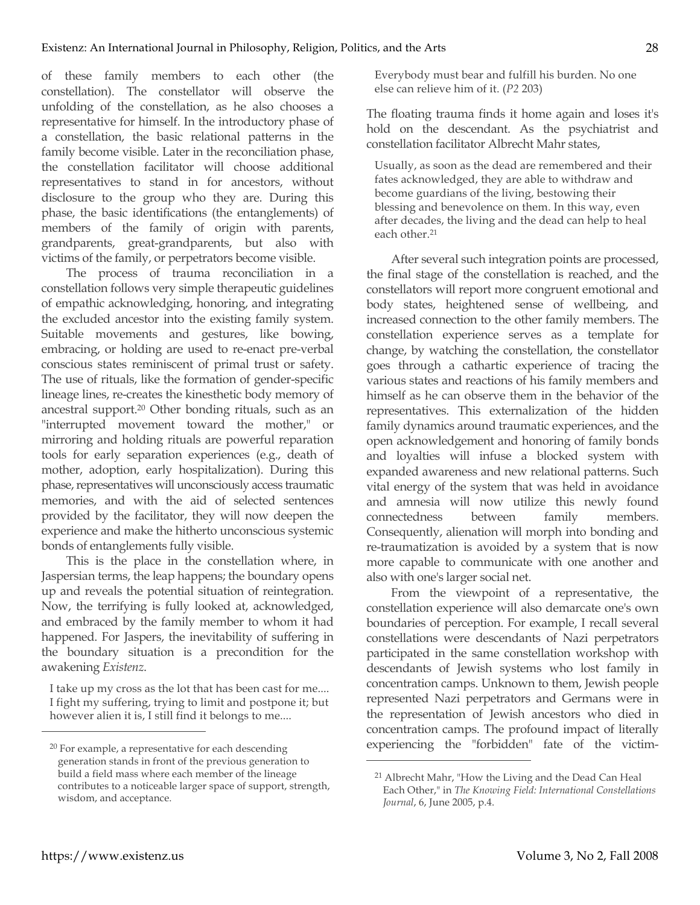of these family members to each other (the constellation). The constellator will observe the unfolding of the constellation, as he also chooses a representative for himself. In the introductory phase of a constellation, the basic relational patterns in the family become visible. Later in the reconciliation phase, the constellation facilitator will choose additional representatives to stand in for ancestors, without disclosure to the group who they are. During this phase, the basic identifications (the entanglements) of members of the family of origin with parents, grandparents, great-grandparents, but also with victims of the family, or perpetrators become visible.

The process of trauma reconciliation in a constellation follows very simple therapeutic guidelines of empathic acknowledging, honoring, and integrating the excluded ancestor into the existing family system. Suitable movements and gestures, like bowing, embracing, or holding are used to re-enact pre-verbal conscious states reminiscent of primal trust or safety. The use of rituals, like the formation of gender-specific lineage lines, re-creates the kinesthetic body memory of ancestral support.[20] Other bonding rituals, such as an "interrupted movement toward the mother," or mirroring and holding rituals are powerful reparation tools for early separation experiences (e.g., death of mother, adoption, early hospitalization). During this phase, representatives will unconsciously access traumatic memories, and with the aid of selected sentences provided by the facilitator, they will now deepen the experience and make the hitherto unconscious systemic bonds of entanglements fully visible.

This is the place in the constellation where, in Jaspersian terms, the leap happens; the boundary opens up and reveals the potential situation of reintegration. Now, the terrifying is fully looked at, acknowledged, and embraced by the family member to whom it had happened. For Jaspers, the inevitability of suffering in the boundary situation is a precondition for the awakening *Existenz*.

> I take up my cross as the lot that has been cast for me.... I fight my suffering, trying to limit and postpone it; but however alien it is, I still find it belongs to me.... Everybody must bear and fulfill his burden. No one else can relieve him of it. (*P2* 203)

The floating trauma finds it home again and loses it's hold on the descendant. As the psychiatrist and constellation facilitator Albrecht Mahr states,

> Usually, as soon as the dead are remembered and their fates acknowledged, they are able to withdraw and become guardians of the living, bestowing their blessing and benevolence on them. In this way, even after decades, the living and the dead can help to heal each other.[21]

After several such integration points are processed, the final stage of the constellation is reached, and the constellators will report more congruent emotional and body states, heightened sense of wellbeing, and increased connection to the other family members. The constellation experience serves as a template for change, by watching the constellation, the constellator goes through a cathartic experience of tracing the various states and reactions of his family members and himself as he can observe them in the behavior of the representatives. This externalization of the hidden family dynamics around traumatic experiences, and the open acknowledgement and honoring of family bonds and loyalties will infuse a blocked system with expanded awareness and new relational patterns. Such vital energy of the system that was held in avoidance and amnesia will now utilize this newly found connectedness between family members. Consequently, alienation will morph into bonding and re-traumatization is avoided by a system that is now more capable to communicate with one another and also with one's larger social net.

From the viewpoint of a representative, the constellation experience will also demarcate one's own boundaries of perception. For example, I recall several constellations were descendants of Nazi perpetrators participated in the same constellation workshop with descendants of Jewish systems who lost family in concentration camps. Unknown to them, Jewish people represented Nazi perpetrators and Germans were in the representation of Jewish ancestors who died in concentration camps. The profound impact of literally experiencing the "forbidden" fate of the victim-

---

[20] For example, a representative for each descending generation stands in front of the previous generation to build a field mass where each member of the lineage contributes to a noticeable larger space of support, strength, wisdom, and acceptance.

[21] Albrecht Mahr, "How the Living and the Dead Can Heal Each Other," in *The Knowing Field: International Constellations Journal*, 6, June 2005, p.4.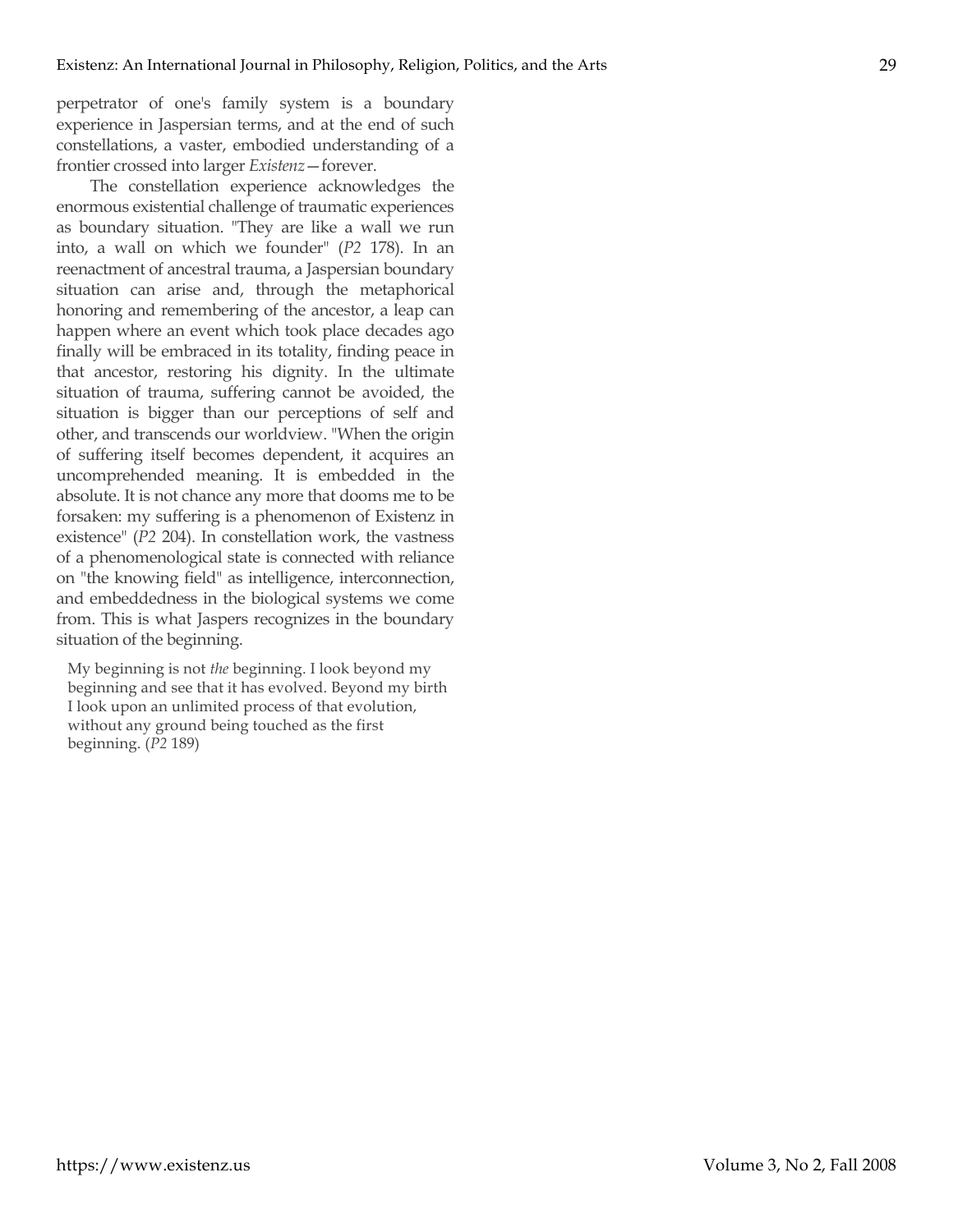perpetrator of one's family system is a boundary experience in Jaspersian terms, and at the end of such constellations, a vaster, embodied understanding of a frontier crossed into larger *Existenz*—forever.

The constellation experience acknowledges the enormous existential challenge of traumatic experiences as boundary situation. "They are like a wall we run into, a wall on which we founder" (*P2* 178). In an reenactment of ancestral trauma, a Jaspersian boundary situation can arise and, through the metaphorical honoring and remembering of the ancestor, a leap can happen where an event which took place decades ago finally will be embraced in its totality, finding peace in that ancestor, restoring his dignity. In the ultimate situation of trauma, suffering cannot be avoided, the situation is bigger than our perceptions of self and other, and transcends our worldview. "When the origin of suffering itself becomes dependent, it acquires an uncomprehended meaning. It is embedded in the absolute. It is not chance any more that dooms me to be forsaken: my suffering is a phenomenon of Existenz in existence" (*P2* 204). In constellation work, the vastness of a phenomenological state is connected with reliance on "the knowing field" as intelligence, interconnection, and embeddedness in the biological systems we come from. This is what Jaspers recognizes in the boundary situation of the beginning.

> My beginning is not *the* beginning. I look beyond my beginning and see that it has evolved. Beyond my birth I look upon an unlimited process of that evolution, without any ground being touched as the first beginning. (*P2* 189)